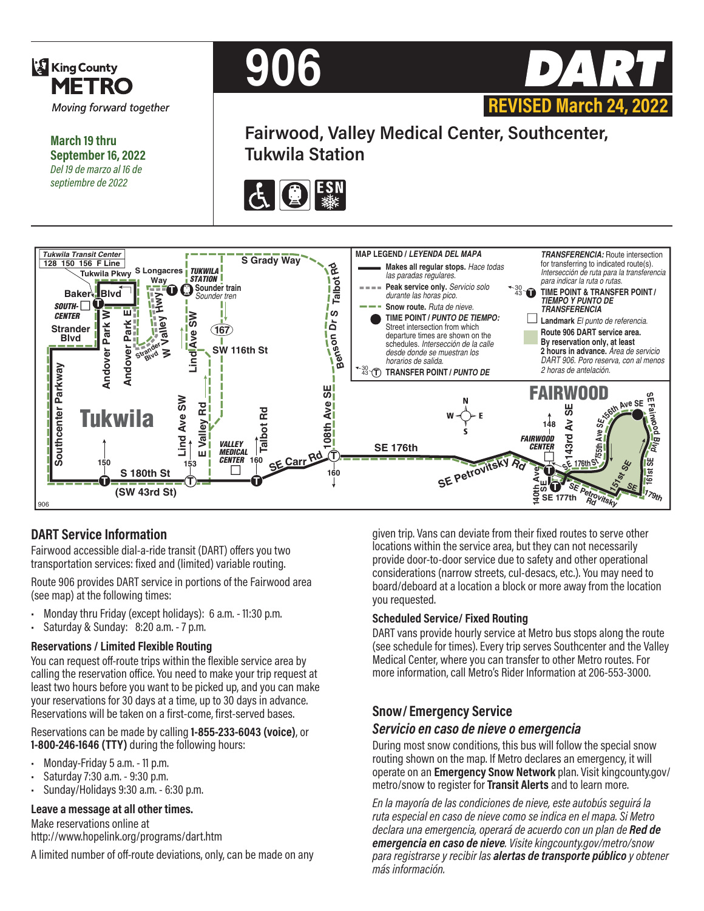King County METRO

*Moving forward together*

**March 19 thru September 16, 2022**
*Del 19 de marzo al 16 de septiembre de 2022*

# 906 DART

**REVISED March 24, 2022**

## Fairwood, Valley Medical Center, Southcenter, Tukwila Station

**MAP LEGEND / *LEYENDA DEL MAPA***

- **Makes all regular stops.** *Hace todas las paradas regulares.*
- **Peak service only.** *Servicio solo durante las horas pico.*
- **Snow route.** *Ruta de nieve.*
- **TIME POINT / *PUNTO DE TIEMPO:*** Street intersection from which departure times are shown on the schedules. *Intersección de la calle desde donde se muestran los horarios de salida.*
- **TRANSFER POINT / *PUNTO DE***
- ***TRANSFERENCIA:*** Route intersection for transferring to indicated route(s). *Intersección de ruta para la transferencia para indicar la ruta o rutas.*
- **TIME POINT & TRANSFER POINT / *TIEMPO Y PUNTO DE TRANSFERENCIA***
- **Landmark** *El punto de referencia.*
- **Route 906 DART service area. By reservation only, at least 2 hours in advance.** *Área de servicio DART 906. Poro reserva, con al menos 2 horas de antelación.*

## DART Service Information

Fairwood accessible dial-a-ride transit (DART) offers you two transportation services: fixed and (limited) variable routing.

Route 906 provides DART service in portions of the Fairwood area (see map) at the following times:

- Monday thru Friday (except holidays): 6 a.m. - 11:30 p.m.
- Saturday & Sunday: 8:20 a.m. - 7 p.m.

### Reservations / Limited Flexible Routing

You can request off-route trips within the flexible service area by calling the reservation office. You need to make your trip request at least two hours before you want to be picked up, and you can make your reservations for 30 days at a time, up to 30 days in advance. Reservations will be taken on a first-come, first-served bases.

Reservations can be made by calling **1-855-233-6043 (voice)**, or **1-800-246-1646 (TTY)** during the following hours:

- Monday-Friday 5 a.m. - 11 p.m.
- Saturday 7:30 a.m. - 9:30 p.m.
- Sunday/Holidays 9:30 a.m. - 6:30 p.m.

**Leave a message at all other times.**

Make reservations online at http://www.hopelink.org/programs/dart.htm

A limited number of off-route deviations, only, can be made on any given trip. Vans can deviate from their fixed routes to serve other locations within the service area, but they can not necessarily provide door-to-door service due to safety and other operational considerations (narrow streets, cul-desacs, etc.). You may need to board/deboard at a location a block or more away from the location you requested.

### Scheduled Service/ Fixed Routing

DART vans provide hourly service at Metro bus stops along the route (see schedule for times). Every trip serves Southcenter and the Valley Medical Center, where you can transfer to other Metro routes. For more information, call Metro's Rider Information at 206-553-3000.

## Snow/ Emergency Service

## *Servicio en caso de nieve o emergencia*

During most snow conditions, this bus will follow the special snow routing shown on the map. If Metro declares an emergency, it will operate on an **Emergency Snow Network** plan. Visit kingcounty.gov/metro/snow to register for **Transit Alerts** and to learn more.

*En la mayoría de las condiciones de nieve, este autobús seguirá la ruta especial en caso de nieve como se indica en el mapa. Si Metro declara una emergencia, operará de acuerdo con un plan de* ***Red de emergencia en caso de nieve****. Visite kingcounty.gov/metro/snow para registrarse y recibir las* ***alertas de transporte público*** *y obtener más información.*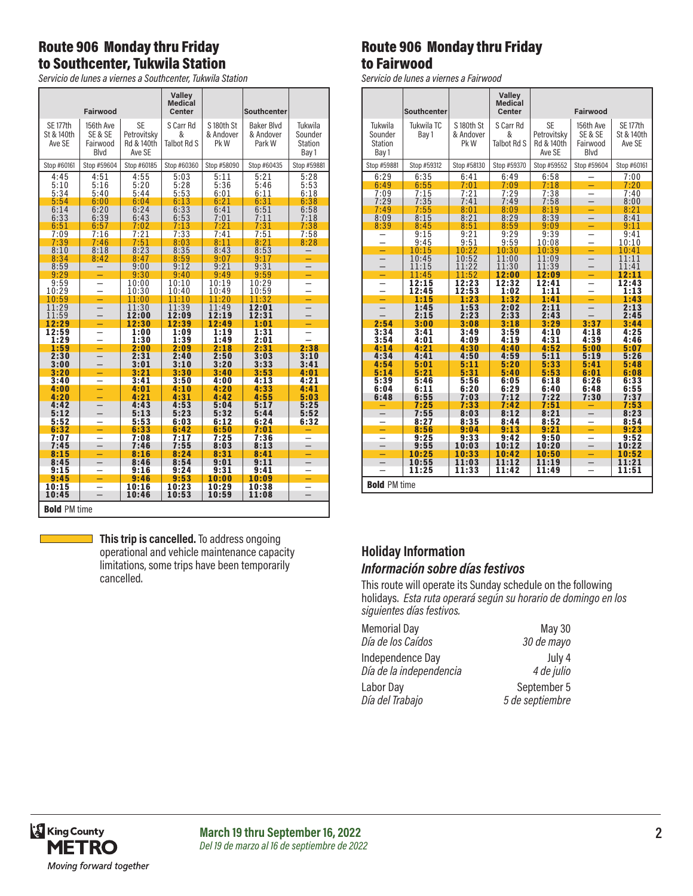## Route 906 Monday thru Friday to Southcenter, Tukwila Station

*Servicio de lunes a viernes a Southcenter, Tukwila Station*

| Fairwood | | | Valley Medical Center | | Southcenter | |
|---|---|---|---|---|---|---|
| SE 177th St & 140th Ave SE | 156th Ave SE & SE Fairwood Blvd | SE Petrovitsky Rd & 140th Ave SE | S Carr Rd & Talbot Rd S | S 180th St & Andover Pk W | Baker Blvd & Andover Park W | Tukwila Sounder Station Bay 1 |
| Stop #60161 | Stop #59604 | Stop #60185 | Stop #60360 | Stop #58090 | Stop #60435 | Stop #59881 |
| 4:45 | 4:51 | 4:55 | 5:03 | 5:11 | 5:21 | 5:28 |
| 5:10 | 5:16 | 5:20 | 5:28 | 5:36 | 5:46 | 5:53 |
| 5:34 | 5:40 | 5:44 | 5:53 | 6:01 | 6:11 | 6:18 |
| 5:54 | 6:00 | 6:04 | 6:13 | 6:21 | 6:31 | 6:38 |
| 6:14 | 6:20 | 6:24 | 6:33 | 6:41 | 6:51 | 6:58 |
| 6:33 | 6:39 | 6:43 | 6:53 | 7:01 | 7:11 | 7:18 |
| 6:51 | 6:57 | 7:02 | 7:13 | 7:21 | 7:31 | 7:38 |
| 7:09 | 7:16 | 7:21 | 7:33 | 7:41 | 7:51 | 7:58 |
| 7:39 | 7:46 | 7:51 | 8:03 | 8:11 | 8:21 | 8:28 |
| 8:10 | 8:18 | 8:23 | 8:35 | 8:43 | 8:53 | – |
| 8:34 | 8:42 | 8:47 | 8:59 | 9:07 | 9:17 | – |
| 8:59 | – | 9:00 | 9:12 | 9:21 | 9:31 | – |
| 9:29 | – | 9:30 | 9:40 | 9:49 | 9:59 | – |
| 9:59 | – | 10:00 | 10:10 | 10:19 | 10:29 | – |
| 10:29 | – | 10:30 | 10:40 | 10:49 | 10:59 | – |
| 10:59 | – | 11:00 | 11:10 | 11:20 | 11:32 | – |
| 11:29 | – | 11:30 | 11:39 | 11:49 | **12:01** | – |
| 11:59 | – | **12:00** | **12:09** | **12:19** | **12:31** | – |
| **12:29** | – | **12:30** | **12:39** | **12:49** | **1:01** | – |
| **12:59** | – | **1:00** | **1:09** | **1:19** | **1:31** | – |
| **1:29** | – | **1:30** | **1:39** | **1:49** | **2:01** | – |
| **1:59** | – | **2:00** | **2:09** | **2:18** | **2:31** | **2:38** |
| **2:30** | – | **2:31** | **2:40** | **2:50** | **3:03** | **3:10** |
| **3:00** | – | **3:01** | **3:10** | **3:20** | **3:33** | **3:41** |
| **3:20** | – | **3:21** | **3:30** | **3:40** | **3:53** | **4:01** |
| **3:40** | – | **3:41** | **3:50** | **4:00** | **4:13** | **4:21** |
| **4:00** | – | **4:01** | **4:10** | **4:20** | **4:33** | **4:41** |
| **4:20** | – | **4:21** | **4:31** | **4:42** | **4:55** | **5:03** |
| **4:42** | – | **4:43** | **4:53** | **5:04** | **5:17** | **5:25** |
| **5:12** | – | **5:13** | **5:23** | **5:32** | **5:44** | **5:52** |
| **5:52** | – | **5:53** | **6:03** | **6:12** | **6:24** | **6:32** |
| **6:32** | – | **6:33** | **6:42** | **6:50** | **7:01** | – |
| **7:07** | – | **7:08** | **7:17** | **7:25** | **7:36** | – |
| **7:45** | – | **7:46** | **7:55** | **8:03** | **8:13** | – |
| **8:15** | – | **8:16** | **8:24** | **8:31** | **8:41** | – |
| **8:45** | – | **8:46** | **8:54** | **9:01** | **9:11** | – |
| **9:15** | – | **9:16** | **9:24** | **9:31** | **9:41** | – |
| **9:45** | – | **9:46** | **9:53** | **10:00** | **10:09** | – |
| **10:15** | – | **10:16** | **10:23** | **10:29** | **10:38** | – |
| **10:45** | – | **10:46** | **10:53** | **10:59** | **11:08** | – |

**Bold** PM time

**This trip is cancelled.** To address ongoing operational and vehicle maintenance capacity limitations, some trips have been temporarily cancelled.

## Route 906 Monday thru Friday to Fairwood

*Servicio de lunes a viernes a Fairwood*

| | Southcenter | | Valley Medical Center | Fairwood | | |
|---|---|---|---|---|---|---|
| Tukwila Sounder Station Bay 1 | Tukwila TC Bay 1 | S 180th St & Andover Pk W | S Carr Rd & Talbot Rd S | SE Petrovitsky Rd & 140th Ave SE | 156th Ave SE & SE Fairwood Blvd | SE 177th St & 140th Ave SE |
| Stop #59881 | Stop #59312 | Stop #58130 | Stop #59370 | Stop #59552 | Stop #59604 | Stop #60161 |
| 6:29 | 6:35 | 6:41 | 6:49 | 6:58 | – | 7:00 |
| 6:49 | 6:55 | 7:01 | 7:09 | 7:18 | – | 7:20 |
| 7:09 | 7:15 | 7:21 | 7:29 | 7:38 | – | 7:40 |
| 7:29 | 7:35 | 7:41 | 7:49 | 7:58 | – | 8:00 |
| 7:49 | 7:55 | 8:01 | 8:09 | 8:19 | – | 8:21 |
| 8:09 | 8:15 | 8:21 | 8:29 | 8:39 | – | 8:41 |
| 8:39 | 8:45 | 8:51 | 8:59 | 9:09 | – | 9:11 |
| – | 9:15 | 9:21 | 9:29 | 9:39 | – | 9:41 |
| – | 9:45 | 9:51 | 9:59 | 10:08 | – | 10:10 |
| – | 10:15 | 10:22 | 10:30 | 10:39 | – | 10:41 |
| – | 10:45 | 10:52 | 11:00 | 11:09 | – | 11:11 |
| – | 11:15 | 11:22 | 11:30 | 11:39 | – | 11:41 |
| – | 11:45 | 11:52 | **12:00** | **12:09** | – | **12:11** |
| – | **12:15** | **12:23** | **12:32** | **12:41** | – | **12:43** |
| – | **12:45** | **12:53** | **1:02** | **1:11** | – | **1:13** |
| – | **1:15** | **1:23** | **1:32** | **1:41** | – | **1:43** |
| – | **1:45** | **1:53** | **2:02** | **2:11** | – | **2:13** |
| – | **2:15** | **2:23** | **2:33** | **2:43** | – | **2:45** |
| **2:54** | **3:00** | **3:08** | **3:18** | **3:29** | **3:37** | **3:44** |
| **3:34** | **3:41** | **3:49** | **3:59** | **4:10** | **4:18** | **4:25** |
| **3:54** | **4:01** | **4:09** | **4:19** | **4:31** | **4:39** | **4:46** |
| **4:14** | **4:21** | **4:30** | **4:40** | **4:52** | **5:00** | **5:07** |
| **4:34** | **4:41** | **4:50** | **4:59** | **5:11** | **5:19** | **5:26** |
| **4:54** | **5:01** | **5:11** | **5:20** | **5:33** | **5:41** | **5:48** |
| **5:14** | **5:21** | **5:31** | **5:40** | **5:52** | **6:01** | **6:08** |
| **5:39** | **5:46** | **5:56** | **6:05** | **6:18** | **6:26** | **6:33** |
| **6:04** | **6:11** | **6:20** | **6:29** | **6:40** | **6:48** | **6:55** |
| **6:48** | **6:55** | **7:03** | **7:12** | **7:22** | **7:30** | **7:37** |
| – | **7:25** | **7:33** | **7:42** | **7:51** | – | **7:53** |
| – | **7:55** | **8:03** | **8:12** | **8:21** | – | **8:23** |
| – | **8:27** | **8:35** | **8:44** | **8:52** | – | **8:54** |
| – | **8:56** | **9:04** | **9:13** | **9:21** | – | **9:23** |
| – | **9:25** | **9:33** | **9:42** | **9:50** | – | **9:52** |
| – | **9:55** | **10:03** | **10:12** | **10:20** | – | **10:22** |
| – | **10:25** | **10:33** | **10:42** | **10:50** | – | **10:52** |
| – | **10:55** | **11:03** | **11:12** | **11:19** | – | **11:21** |
| – | **11:25** | **11:33** | **11:42** | **11:49** | – | **11:51** |

**Bold** PM time

## Holiday Information

### *Información sobre días festivos*

This route will operate its Sunday schedule on the following holidays. *Esta ruta operará según su horario de domingo en los siguientes días festivos.*

| | |
|---|---|
| Memorial Day / *Día de los Caídos* | May 30 / *30 de mayo* |
| Independence Day / *Día de la independencia* | July 4 / *4 de julio* |
| Labor Day / *Día del Trabajo* | September 5 / *5 de septiembre* |

**March 19 thru September 16, 2022**
*Del 19 de marzo al 16 de septiembre de 2022*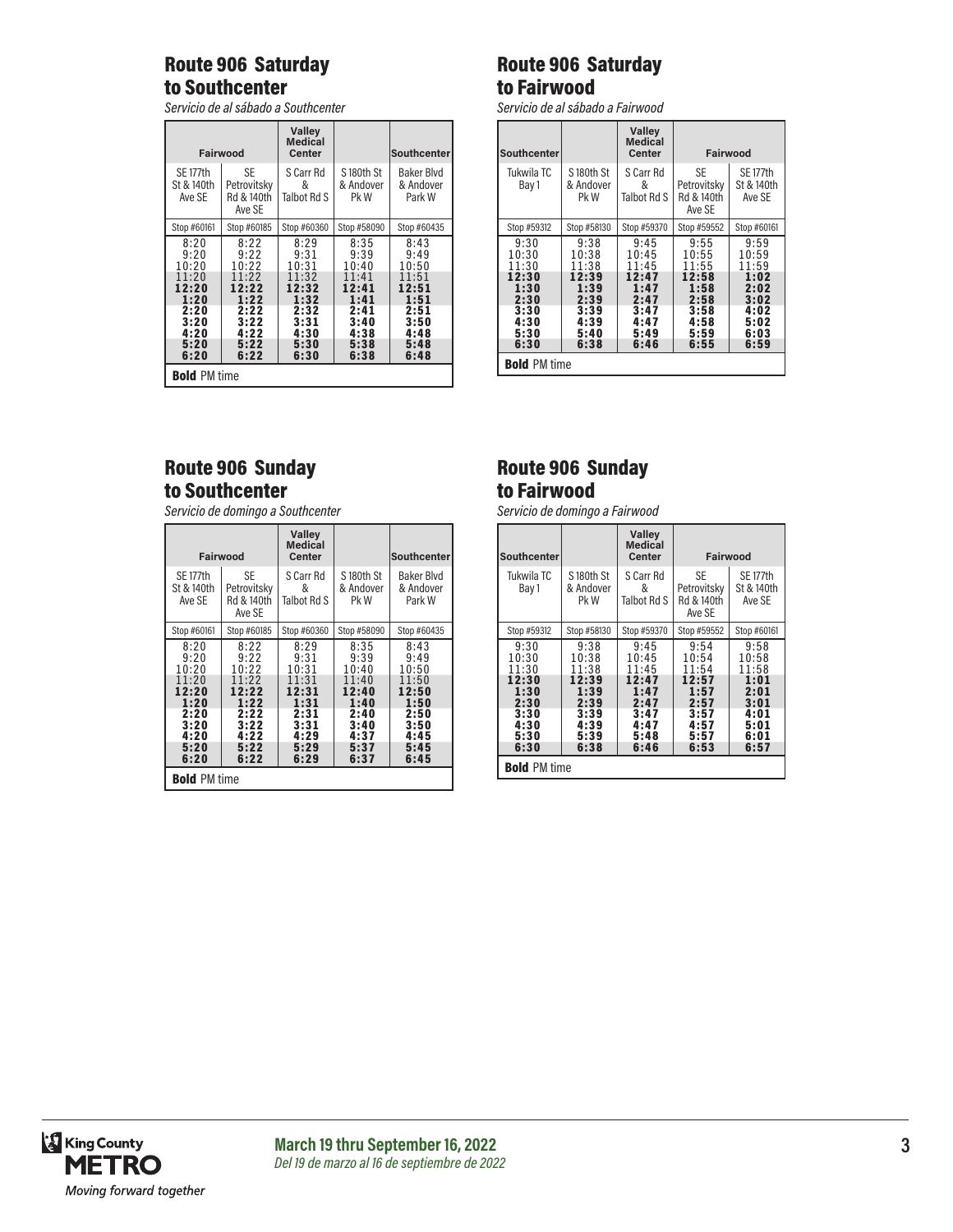## Route 906 Saturday to Southcenter

*Servicio de al sábado a Southcenter*

| Fairwood | | Valley Medical Center | | Southcenter |
|---|---|---|---|---|
| SE 177th St & 140th Ave SE | SE Petrovitsky Rd & 140th Ave SE | S Carr Rd & Talbot Rd S | S 180th St & Andover Pk W | Baker Blvd & Andover Park W |
| Stop #60161 | Stop #60185 | Stop #60360 | Stop #58090 | Stop #60435 |
| 8:20 | 8:22 | 8:29 | 8:35 | 8:43 |
| 9:20 | 9:22 | 9:31 | 9:39 | 9:49 |
| 10:20 | 10:22 | 10:31 | 10:40 | 10:50 |
| 11:20 | 11:22 | 11:32 | 11:41 | 11:51 |
| **12:20** | **12:22** | **12:32** | **12:41** | **12:51** |
| **1:20** | **1:22** | **1:32** | **1:41** | **1:51** |
| **2:20** | **2:22** | **2:32** | **2:41** | **2:51** |
| **3:20** | **3:22** | **3:31** | **3:40** | **3:50** |
| **4:20** | **4:22** | **4:30** | **4:38** | **4:48** |
| **5:20** | **5:22** | **5:30** | **5:38** | **5:48** |
| **6:20** | **6:22** | **6:30** | **6:38** | **6:48** |

**Bold** PM time

## Route 906 Saturday to Fairwood

*Servicio de al sábado a Fairwood*

| Southcenter | | Valley Medical Center | Fairwood | |
|---|---|---|---|---|
| Tukwila TC Bay 1 | S 180th St & Andover Pk W | S Carr Rd & Talbot Rd S | SE Petrovitsky Rd & 140th Ave SE | SE 177th St & 140th Ave SE |
| Stop #59312 | Stop #58130 | Stop #59370 | Stop #59552 | Stop #60161 |
| 9:30 | 9:38 | 9:45 | 9:55 | 9:59 |
| 10:30 | 10:38 | 10:45 | 10:55 | 10:59 |
| 11:30 | 11:38 | 11:45 | 11:55 | 11:59 |
| **12:30** | **12:39** | **12:47** | **12:58** | **1:02** |
| **1:30** | **1:39** | **1:47** | **1:58** | **2:02** |
| **2:30** | **2:39** | **2:47** | **2:58** | **3:02** |
| **3:30** | **3:39** | **3:47** | **3:58** | **4:02** |
| **4:30** | **4:39** | **4:47** | **4:58** | **5:02** |
| **5:30** | **5:40** | **5:49** | **5:59** | **6:03** |
| **6:30** | **6:38** | **6:46** | **6:55** | **6:59** |

**Bold** PM time

## Route 906 Sunday to Southcenter

*Servicio de domingo a Southcenter*

| Fairwood | | Valley Medical Center | | Southcenter |
|---|---|---|---|---|
| SE 177th St & 140th Ave SE | SE Petrovitsky Rd & 140th Ave SE | S Carr Rd & Talbot Rd S | S 180th St & Andover Pk W | Baker Blvd & Andover Park W |
| Stop #60161 | Stop #60185 | Stop #60360 | Stop #58090 | Stop #60435 |
| 8:20 | 8:22 | 8:29 | 8:35 | 8:43 |
| 9:20 | 9:22 | 9:31 | 9:39 | 9:49 |
| 10:20 | 10:22 | 10:31 | 10:40 | 10:50 |
| 11:20 | 11:22 | 11:31 | 11:40 | 11:50 |
| **12:20** | **12:22** | **12:31** | **12:40** | **12:50** |
| **1:20** | **1:22** | **1:31** | **1:40** | **1:50** |
| **2:20** | **2:22** | **2:31** | **2:40** | **2:50** |
| **3:20** | **3:22** | **3:31** | **3:40** | **3:50** |
| **4:20** | **4:22** | **4:29** | **4:37** | **4:45** |
| **5:20** | **5:22** | **5:29** | **5:37** | **5:45** |
| **6:20** | **6:22** | **6:29** | **6:37** | **6:45** |

**Bold** PM time

## Route 906 Sunday to Fairwood

*Servicio de domingo a Fairwood*

| Southcenter | | Valley Medical Center | Fairwood | |
|---|---|---|---|---|
| Tukwila TC Bay 1 | S 180th St & Andover Pk W | S Carr Rd & Talbot Rd S | SE Petrovitsky Rd & 140th Ave SE | SE 177th St & 140th Ave SE |
| Stop #59312 | Stop #58130 | Stop #59370 | Stop #59552 | Stop #60161 |
| 9:30 | 9:38 | 9:45 | 9:54 | 9:58 |
| 10:30 | 10:38 | 10:45 | 10:54 | 10:58 |
| 11:30 | 11:38 | 11:45 | 11:54 | 11:58 |
| **12:30** | **12:39** | **12:47** | **12:57** | **1:01** |
| **1:30** | **1:39** | **1:47** | **1:57** | **2:01** |
| **2:30** | **2:39** | **2:47** | **2:57** | **3:01** |
| **3:30** | **3:39** | **3:47** | **3:57** | **4:01** |
| **4:30** | **4:39** | **4:47** | **4:57** | **5:01** |
| **5:30** | **5:39** | **5:48** | **5:57** | **6:01** |
| **6:30** | **6:38** | **6:46** | **6:53** | **6:57** |

**Bold** PM time

King County METRO
*Moving forward together*

**March 19 thru September 16, 2022**
*Del 19 de marzo al 16 de septiembre de 2022*